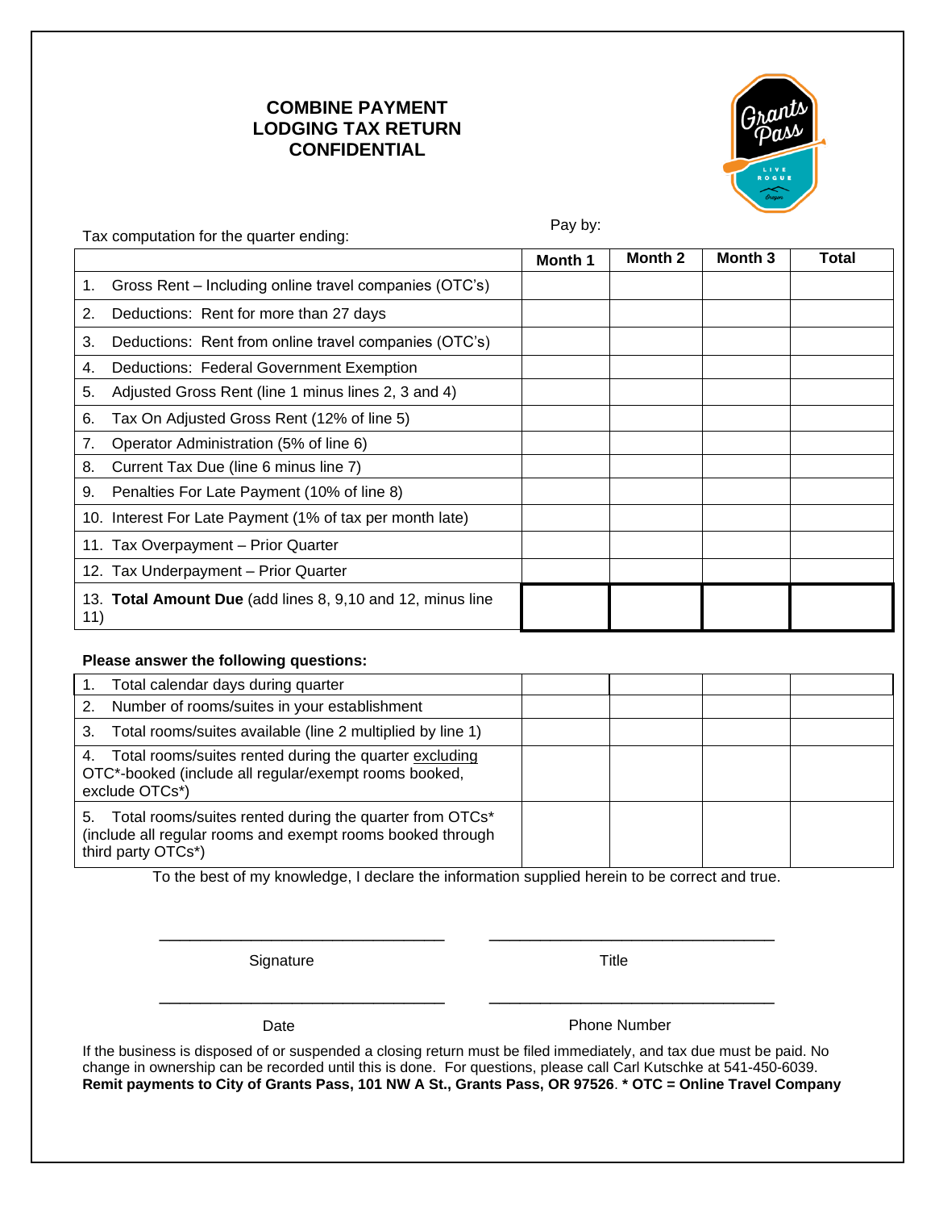# COMBINE PAYMENT
# LODGING TAX RETURN
# CONFIDENTIAL

Tax computation for the quarter ending:

Pay by:

| | Month 1 | Month 2 | Month 3 | Total |
|---|---|---|---|---|
| 1. Gross Rent – Including online travel companies (OTC's) | | | | |
| 2. Deductions: Rent for more than 27 days | | | | |
| 3. Deductions: Rent from online travel companies (OTC's) | | | | |
| 4. Deductions: Federal Government Exemption | | | | |
| 5. Adjusted Gross Rent (line 1 minus lines 2, 3 and 4) | | | | |
| 6. Tax On Adjusted Gross Rent (12% of line 5) | | | | |
| 7. Operator Administration (5% of line 6) | | | | |
| 8. Current Tax Due (line 6 minus line 7) | | | | |
| 9. Penalties For Late Payment (10% of line 8) | | | | |
| 10. Interest For Late Payment (1% of tax per month late) | | | | |
| 11. Tax Overpayment – Prior Quarter | | | | |
| 12. Tax Underpayment – Prior Quarter | | | | |
| 13. **Total Amount Due** (add lines 8, 9,10 and 12, minus line 11) | | | | |

**Please answer the following questions:**

| | | | | |
|---|---|---|---|---|
| 1. Total calendar days during quarter | | | | |
| 2. Number of rooms/suites in your establishment | | | | |
| 3. Total rooms/suites available (line 2 multiplied by line 1) | | | | |
| 4. Total rooms/suites rented during the quarter excluding OTC*-booked (include all regular/exempt rooms booked, exclude OTCs*) | | | | |
| 5. Total rooms/suites rented during the quarter from OTCs* (include all regular rooms and exempt rooms booked through third party OTCs*) | | | | |

To the best of my knowledge, I declare the information supplied herein to be correct and true.

\_\_\_\_\_\_\_\_\_\_\_\_\_\_\_\_\_\_\_\_\_\_\_\_\_\_\_\_\_\_ Signature

\_\_\_\_\_\_\_\_\_\_\_\_\_\_\_\_\_\_\_\_\_\_\_\_\_\_\_\_\_\_ Title

\_\_\_\_\_\_\_\_\_\_\_\_\_\_\_\_\_\_\_\_\_\_\_\_\_\_\_\_\_\_ Date

\_\_\_\_\_\_\_\_\_\_\_\_\_\_\_\_\_\_\_\_\_\_\_\_\_\_\_\_\_\_ Phone Number

If the business is disposed of or suspended a closing return must be filed immediately, and tax due must be paid. No change in ownership can be recorded until this is done. For questions, please call Carl Kutschke at 541-450-6039. **Remit payments to City of Grants Pass, 101 NW A St., Grants Pass, OR 97526**. **\* OTC = Online Travel Company**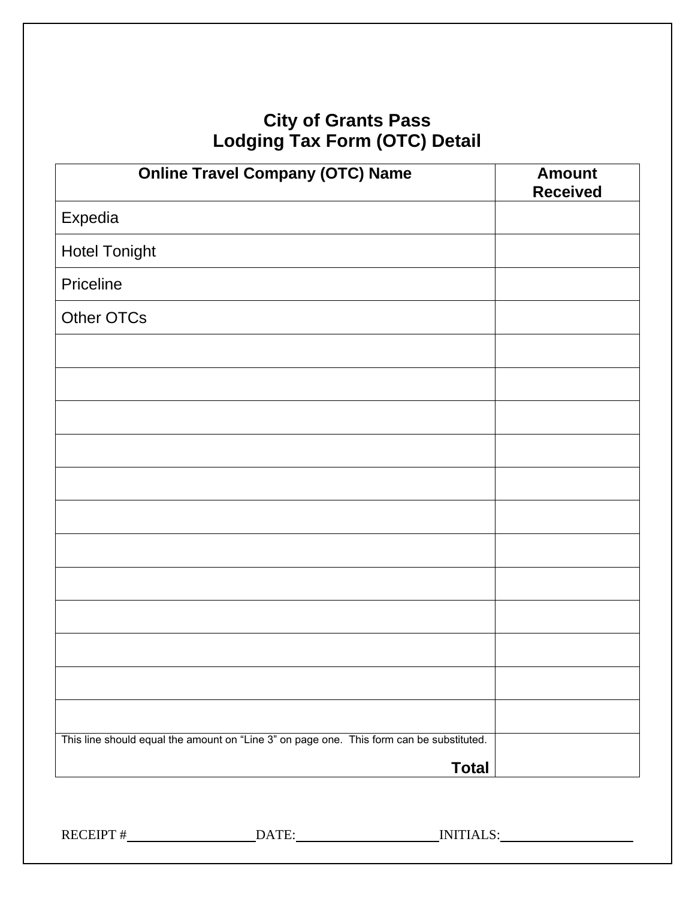# City of Grants Pass
## Lodging Tax Form (OTC) Detail

| Online Travel Company (OTC) Name | Amount Received |
|---|---|
| Expedia | |
| Hotel Tonight | |
| Priceline | |
| Other OTCs | |
| | |
| | |
| | |
| | |
| | |
| | |
| | |
| | |
| | |
| | |
| | |
| | |
| This line should equal the amount on "Line 3" on page one. This form can be substituted. **Total** | |

RECEIPT # ____________________ DATE: ______________________ INITIALS: ____________________